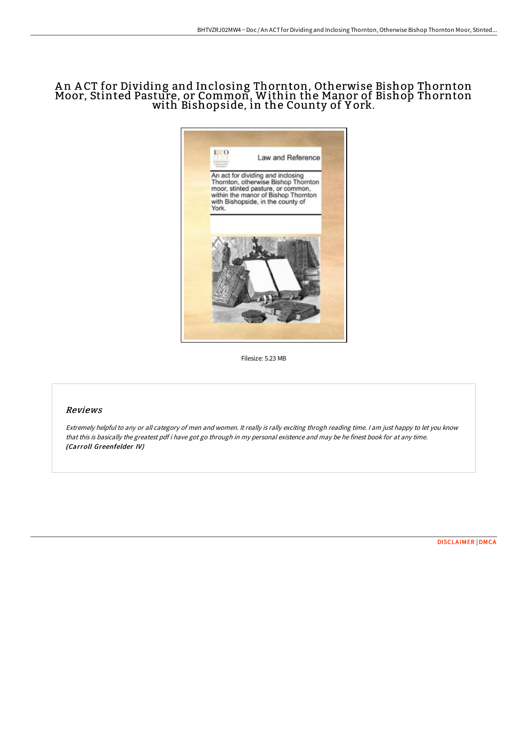# An ACT for Dividing and Inclosing Thornton, Otherwise Bishop Thornton Moor, Stinted Pasture, or Common, Within the Manor of Bishop Thornton with Bishopside, in the County of York.

Filesize: 5.23 MB

## Reviews

*Extremely helpful to any or all category of men and women. It really is rally exciting throgh reading time. I am just happy to let you know that this is basically the greatest pdf i have got go through in my personal existence and may be he finest book for at any time.* ***(Carroll Greenfelder IV)***

[DISCLAIMER](#) | [DMCA](#)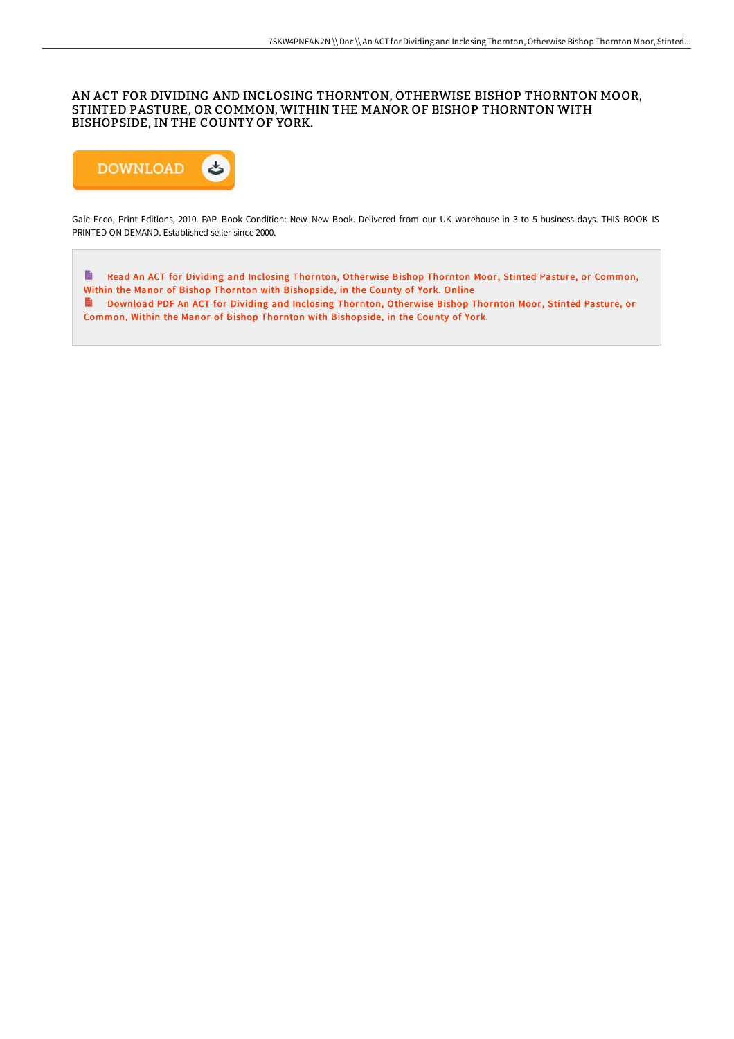# AN ACT FOR DIVIDING AND INCLOSING THORNTON, OTHERWISE BISHOP THORNTON MOOR, STINTED PASTURE, OR COMMON, WITHIN THE MANOR OF BISHOP THORNTON WITH BISHOPSIDE, IN THE COUNTY OF YORK.

DOWNLOAD

Gale Ecco, Print Editions, 2010. PAP. Book Condition: New. New Book. Delivered from our UK warehouse in 3 to 5 business days. THIS BOOK IS PRINTED ON DEMAND. Established seller since 2000.

Read An ACT for Dividing and Inclosing Thornton, Otherwise Bishop Thornton Moor, Stinted Pasture, or Common, Within the Manor of Bishop Thornton with Bishopside, in the County of York. Online

Download PDF An ACT for Dividing and Inclosing Thornton, Otherwise Bishop Thornton Moor, Stinted Pasture, or Common, Within the Manor of Bishop Thornton with Bishopside, in the County of York.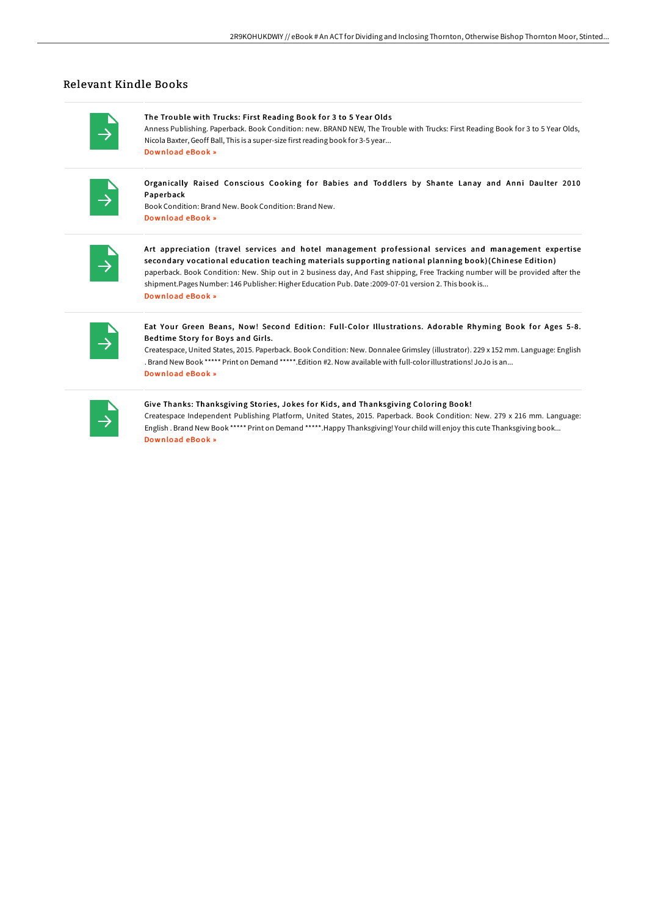## Relevant Kindle Books

**The Trouble with Trucks: First Reading Book for 3 to 5 Year Olds**

Anness Publishing. Paperback. Book Condition: new. BRAND NEW, The Trouble with Trucks: First Reading Book for 3 to 5 Year Olds, Nicola Baxter, Geoff Ball, This is a super-size first reading book for 3-5 year...

Download eBook »

**Organically Raised Conscious Cooking for Babies and Toddlers by Shante Lanay and Anni Daulter 2010 Paperback**

Book Condition: Brand New. Book Condition: Brand New.

Download eBook »

**Art appreciation (travel services and hotel management professional services and management expertise secondary vocational education teaching materials supporting national planning book)(Chinese Edition)**

paperback. Book Condition: New. Ship out in 2 business day, And Fast shipping, Free Tracking number will be provided after the shipment.Pages Number: 146 Publisher: Higher Education Pub. Date :2009-07-01 version 2. This book is...

Download eBook »

**Eat Your Green Beans, Now! Second Edition: Full-Color Illustrations. Adorable Rhyming Book for Ages 5-8. Bedtime Story for Boys and Girls.**

Createspace, United States, 2015. Paperback. Book Condition: New. Donnalee Grimsley (illustrator). 229 x 152 mm. Language: English . Brand New Book ***** Print on Demand *****.Edition #2. Now available with full-color illustrations! JoJo is an...

Download eBook »

**Give Thanks: Thanksgiving Stories, Jokes for Kids, and Thanksgiving Coloring Book!**

Createspace Independent Publishing Platform, United States, 2015. Paperback. Book Condition: New. 279 x 216 mm. Language: English . Brand New Book ***** Print on Demand *****.Happy Thanksgiving! Your child will enjoy this cute Thanksgiving book...

Download eBook »